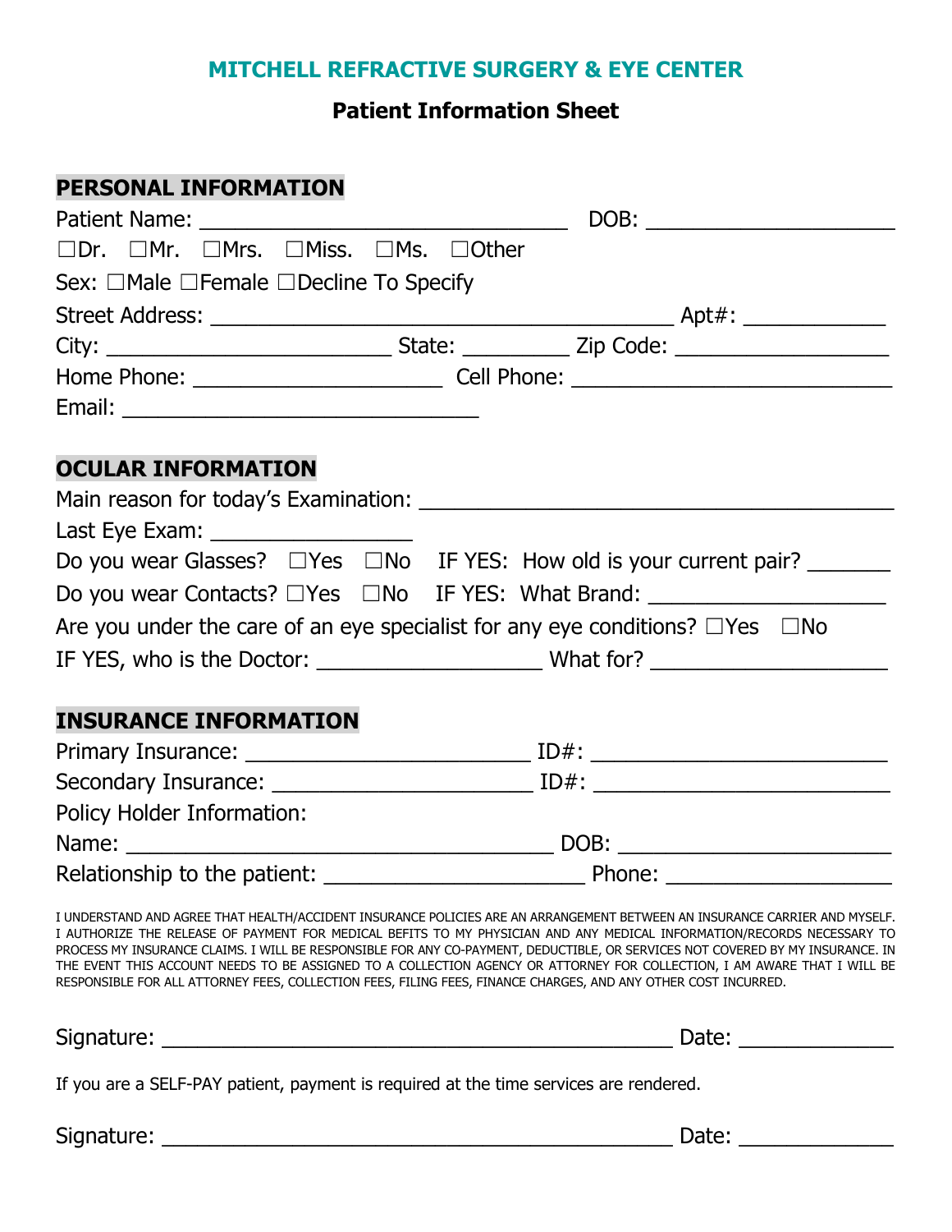# MITCHELL REFRACTIVE SURGERY & EYE CENTER

## Patient Information Sheet

### PERSONAL INFORMATION

Patient Name: ______________________________ DOB: ____________________

☐Dr. ☐Mr. ☐Mrs. ☐Miss. ☐Ms. ☐Other

Sex: ☐Male ☐Female ☐Decline To Specify

Street Address: ______________________________________ Apt#: ___________

City: ________________________ State: _________ Zip Code: __________________

Home Phone: _____________________ Cell Phone: ___________________________

Email: ______________________________

### OCULAR INFORMATION

Main reason for today's Examination: ________________________________________

Last Eye Exam: _________________

Do you wear Glasses? ☐Yes ☐No IF YES: How old is your current pair? _______

Do you wear Contacts? ☐Yes ☐No IF YES: What Brand: ____________________

Are you under the care of an eye specialist for any eye conditions? ☐Yes ☐No

IF YES, who is the Doctor: ___________________ What for? ____________________

### INSURANCE INFORMATION

Primary Insurance: ________________________ ID#: _________________________

Secondary Insurance: ______________________ ID#: _________________________

Policy Holder Information:

Name: ____________________________________ DOB: _______________________

Relationship to the patient: ______________________ Phone: ___________________

I UNDERSTAND AND AGREE THAT HEALTH/ACCIDENT INSURANCE POLICIES ARE AN ARRANGEMENT BETWEEN AN INSURANCE CARRIER AND MYSELF. I AUTHORIZE THE RELEASE OF PAYMENT FOR MEDICAL BEFITS TO MY PHYSICIAN AND ANY MEDICAL INFORMATION/RECORDS NECESSARY TO PROCESS MY INSURANCE CLAIMS. I WILL BE RESPONSIBLE FOR ANY CO-PAYMENT, DEDUCTIBLE, OR SERVICES NOT COVERED BY MY INSURANCE. IN THE EVENT THIS ACCOUNT NEEDS TO BE ASSIGNED TO A COLLECTION AGENCY OR ATTORNEY FOR COLLECTION, I AM AWARE THAT I WILL BE RESPONSIBLE FOR ALL ATTORNEY FEES, COLLECTION FEES, FILING FEES, FINANCE CHARGES, AND ANY OTHER COST INCURRED.

Signature: ____________________________________________ Date: _____________

If you are a SELF-PAY patient, payment is required at the time services are rendered.

Signature: ____________________________________________ Date: _____________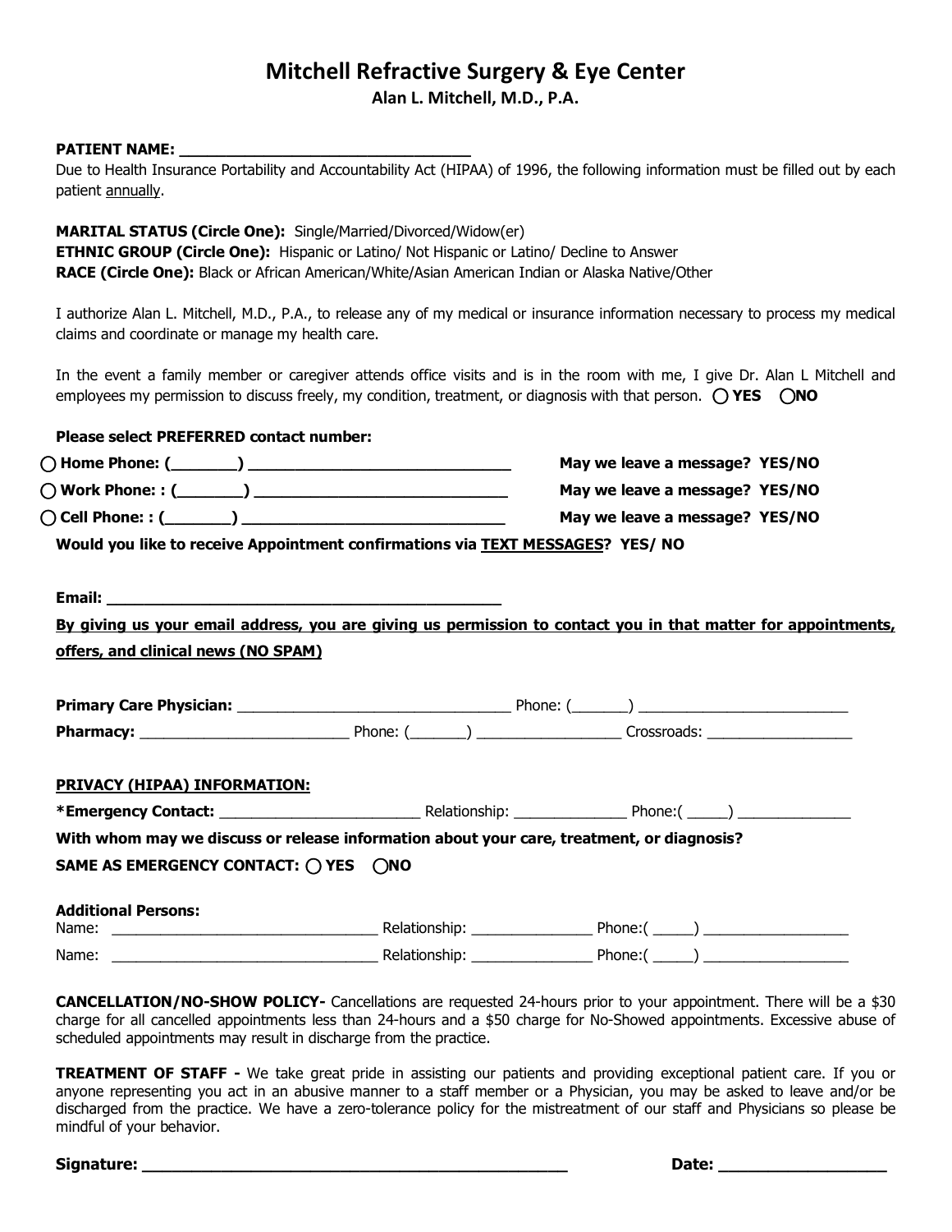# Mitchell Refractive Surgery & Eye Center

**Alan L. Mitchell, M.D., P.A.**

**PATIENT NAME: ________________________________**

Due to Health Insurance Portability and Accountability Act (HIPAA) of 1996, the following information must be filled out by each patient annually.

**MARITAL STATUS (Circle One):** Single/Married/Divorced/Widow(er)
**ETHNIC GROUP (Circle One):** Hispanic or Latino/ Not Hispanic or Latino/ Decline to Answer
**RACE (Circle One):** Black or African American/White/Asian American Indian or Alaska Native/Other

I authorize Alan L. Mitchell, M.D., P.A., to release any of my medical or insurance information necessary to process my medical claims and coordinate or manage my health care.

In the event a family member or caregiver attends office visits and is in the room with me, I give Dr. Alan L Mitchell and employees my permission to discuss freely, my condition, treatment, or diagnosis with that person. ◯ **YES** ◯ **NO**

**Please select PREFERRED contact number:**

◯ **Home Phone: (_______) ____________________________** **May we leave a message? YES/NO**

◯ **Work Phone: : (_______) ____________________________** **May we leave a message? YES/NO**

◯ **Cell Phone: : (_______) ____________________________** **May we leave a message? YES/NO**

**Would you like to receive Appointment confirmations via TEXT MESSAGES? YES/ NO**

**Email: __________________________________________**

**By giving us your email address, you are giving us permission to contact you in that matter for appointments, offers, and clinical news (NO SPAM)**

**Primary Care Physician:** ______________________________ Phone: (_______) ________________________

**Pharmacy:** ________________________ Phone: (_______) ________________ Crossroads: _________________

**PRIVACY (HIPAA) INFORMATION:**

***Emergency Contact:** ________________________ Relationship: _____________ Phone:( _____) _____________

**With whom may we discuss or release information about your care, treatment, or diagnosis?**

**SAME AS EMERGENCY CONTACT:** ◯ **YES** ◯ **NO**

**Additional Persons:**

Name: ________________________________ Relationship: ______________ Phone:( _____) _________________

Name: ________________________________ Relationship: ______________ Phone:( _____) _________________

**CANCELLATION/NO-SHOW POLICY-** Cancellations are requested 24-hours prior to your appointment. There will be a $30 charge for all cancelled appointments less than 24-hours and a $50 charge for No-Showed appointments. Excessive abuse of scheduled appointments may result in discharge from the practice.

**TREATMENT OF STAFF -** We take great pride in assisting our patients and providing exceptional patient care. If you or anyone representing you act in an abusive manner to a staff member or a Physician, you may be asked to leave and/or be discharged from the practice. We have a zero-tolerance policy for the mistreatment of our staff and Physicians so please be mindful of your behavior.

**Signature: ______________________________________________** **Date: __________________**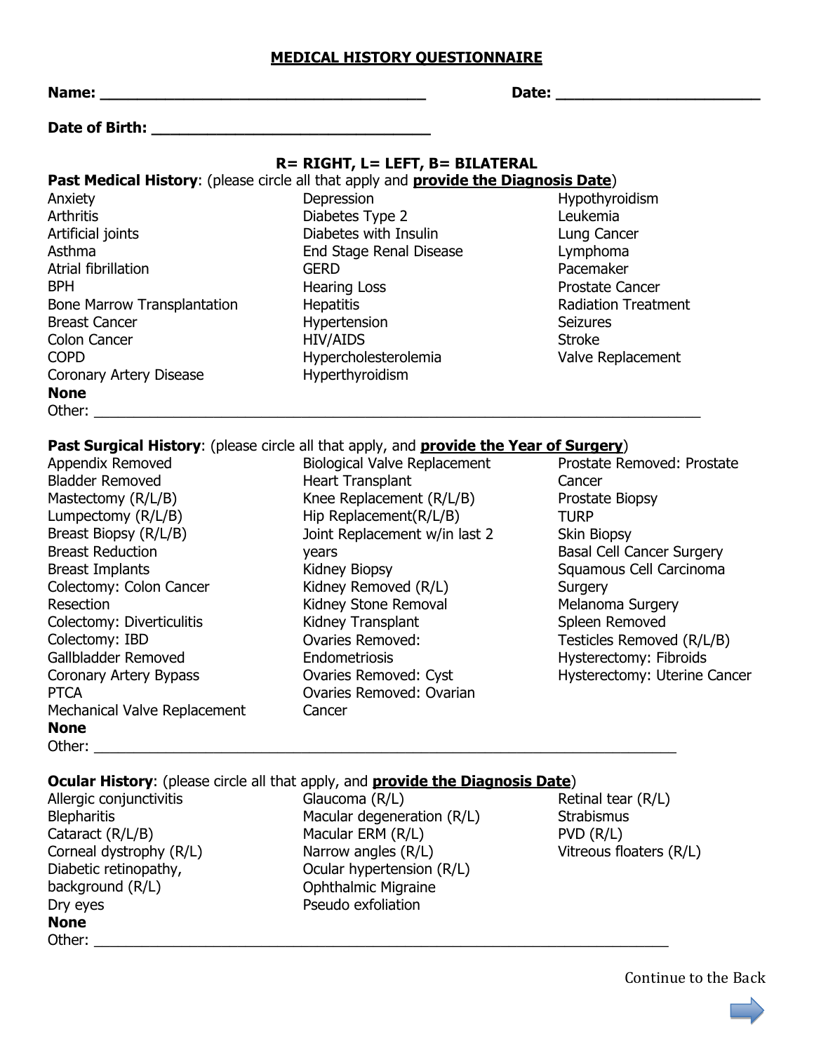# MEDICAL HISTORY QUESTIONNAIRE

**Name:** ______________________________________ **Date:** _______________________

**Date of Birth:** _______________________________

**R= RIGHT, L= LEFT, B= BILATERAL**

**Past Medical History**: (please circle all that apply and **provide the Diagnosis Date**)

Anxiety
Arthritis
Artificial joints
Asthma
Atrial fibrillation
BPH
Bone Marrow Transplantation
Breast Cancer
Colon Cancer
COPD
Coronary Artery Disease
Depression
Diabetes Type 2
Diabetes with Insulin
End Stage Renal Disease
GERD
Hearing Loss
Hepatitis
Hypertension
HIV/AIDS
Hypercholesterolemia
Hyperthyroidism
Hypothyroidism
Leukemia
Lung Cancer
Lymphoma
Pacemaker
Prostate Cancer
Radiation Treatment
Seizures
Stroke
Valve Replacement

**None**

Other: ___________________________________________________________________________

**Past Surgical History**: (please circle all that apply, and **provide the Year of Surgery**)

Appendix Removed
Bladder Removed
Mastectomy (R/L/B)
Lumpectomy (R/L/B)
Breast Biopsy (R/L/B)
Breast Reduction
Breast Implants
Colectomy: Colon Cancer Resection
Colectomy: Diverticulitis
Colectomy: IBD
Gallbladder Removed
Coronary Artery Bypass
PTCA
Mechanical Valve Replacement
Biological Valve Replacement
Heart Transplant
Knee Replacement (R/L/B)
Hip Replacement(R/L/B)
Joint Replacement w/in last 2 years
Kidney Biopsy
Kidney Removed (R/L)
Kidney Stone Removal
Kidney Transplant
Ovaries Removed: Endometriosis
Ovaries Removed: Cyst
Ovaries Removed: Ovarian Cancer
Prostate Removed: Prostate Cancer
Prostate Biopsy
TURP
Skin Biopsy
Basal Cell Cancer Surgery
Squamous Cell Carcinoma Surgery
Melanoma Surgery
Spleen Removed
Testicles Removed (R/L/B)
Hysterectomy: Fibroids
Hysterectomy: Uterine Cancer

**None**

Other: ___________________________________________________________________________

**Ocular History**: (please circle all that apply, and **provide the Diagnosis Date**)

Allergic conjunctivitis
Blepharitis
Cataract (R/L/B)
Corneal dystrophy (R/L)
Diabetic retinopathy, background (R/L)
Dry eyes
Glaucoma (R/L)
Macular degeneration (R/L)
Macular ERM (R/L)
Narrow angles (R/L)
Ocular hypertension (R/L)
Ophthalmic Migraine
Pseudo exfoliation
Retinal tear (R/L)
Strabismus
PVD (R/L)
Vitreous floaters (R/L)

**None**

Other: ___________________________________________________________________________

Continue to the Back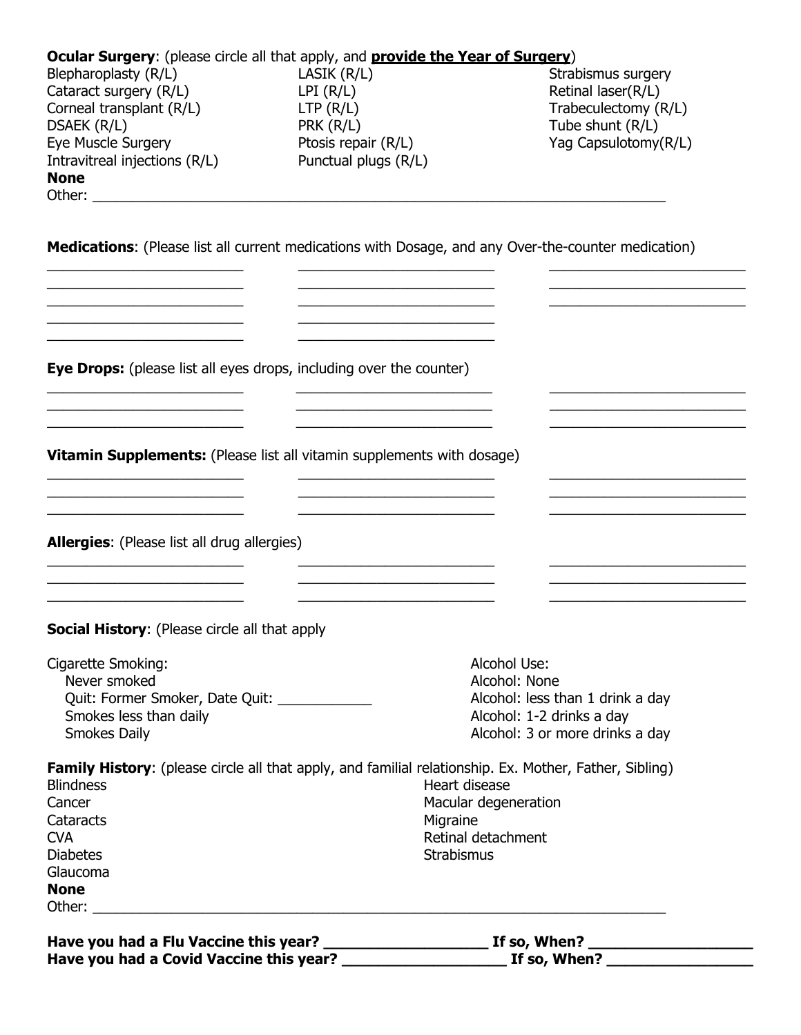**Ocular Surgery**: (please circle all that apply, and **provide the Year of Surgery**)

| | | |
|---|---|---|
| Blepharoplasty (R/L) | LASIK (R/L) | Strabismus surgery |
| Cataract surgery (R/L) | LPI (R/L) | Retinal laser(R/L) |
| Corneal transplant (R/L) | LTP (R/L) | Trabeculectomy (R/L) |
| DSAEK (R/L) | PRK (R/L) | Tube shunt (R/L) |
| Eye Muscle Surgery | Ptosis repair (R/L) | Yag Capsulotomy(R/L) |
| Intravitreal injections (R/L) | Punctual plugs (R/L) | |

**None**

Other: ___________________________________________________________________________

**Medications**: (Please list all current medications with Dosage, and any Over-the-counter medication)

_________________________ _________________________ _________________________
_________________________ _________________________ _________________________
_________________________ _________________________ _________________________
_________________________ _________________________
_________________________ _________________________

**Eye Drops:** (please list all eyes drops, including over the counter)

_________________________ _________________________ _________________________
_________________________ _________________________ _________________________
_________________________ _________________________ _________________________

**Vitamin Supplements:** (Please list all vitamin supplements with dosage)

_________________________ _________________________ _________________________
_________________________ _________________________ _________________________
_________________________ _________________________ _________________________

**Allergies**: (Please list all drug allergies)

_________________________ _________________________ _________________________
_________________________ _________________________ _________________________
_________________________ _________________________ _________________________

**Social History**: (Please circle all that apply

Cigarette Smoking:
- Never smoked
- Quit: Former Smoker, Date Quit: ____________
- Smokes less than daily
- Smokes Daily

Alcohol Use:
- Alcohol: None
- Alcohol: less than 1 drink a day
- Alcohol: 1-2 drinks a day
- Alcohol: 3 or more drinks a day

**Family History**: (please circle all that apply, and familial relationship. Ex. Mother, Father, Sibling)

| | |
|---|---|
| Blindness | Heart disease |
| Cancer | Macular degeneration |
| Cataracts | Migraine |
| CVA | Retinal detachment |
| Diabetes | Strabismus |
| Glaucoma | |

**None**

Other: ___________________________________________________________________________

**Have you had a Flu Vaccine this year? ____________________ If so, When? ____________________**

**Have you had a Covid Vaccine this year? ____________________ If so, When? __________________**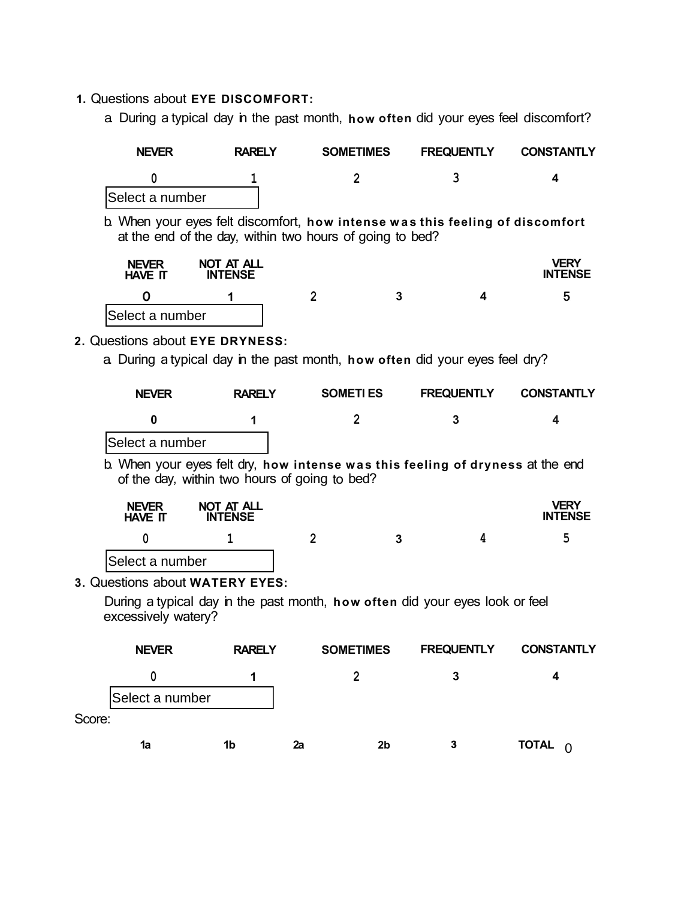1. Questions about **EYE DISCOMFORT:**

   a. During a typical day in the past month, **how often** did your eyes feel discomfort?

| NEVER | RARELY | SOMETIMES | FREQUENTLY | CONSTANTLY |
|---|---|---|---|---|
| 0 | 1 | 2 | 3 | 4 |

Select a number

   b. When your eyes felt discomfort, **how intense was this feeling of discomfort** at the end of the day, within two hours of going to bed?

| NEVER HAVE IT | NOT AT ALL INTENSE | | | | VERY INTENSE |
|---|---|---|---|---|---|
| 0 | 1 | 2 | 3 | 4 | 5 |

Select a number

2. Questions about **EYE DRYNESS:**

   a. During a typical day in the past month, **how often** did your eyes feel dry?

| NEVER | RARELY | SOMETI ES | FREQUENTLY | CONSTANTLY |
|---|---|---|---|---|
| 0 | 1 | 2 | 3 | 4 |

Select a number

   b. When your eyes felt dry, **how intense was this feeling of dryness** at the end of the day, within two hours of going to bed?

| NEVER HAVE IT | NOT AT ALL INTENSE | | | | VERY INTENSE |
|---|---|---|---|---|---|
| 0 | 1 | 2 | 3 | 4 | 5 |

Select a number

3. Questions about **WATERY EYES:**

   During a typical day in the past month, **how often** did your eyes look or feel excessively watery?

| NEVER | RARELY | SOMETIMES | FREQUENTLY | CONSTANTLY |
|---|---|---|---|---|
| 0 | 1 | 2 | 3 | 4 |

Select a number

Score:

| 1a | 1b | 2a | 2b | 3 | TOTAL |
|---|---|---|---|---|---|
| | | | | | 0 |